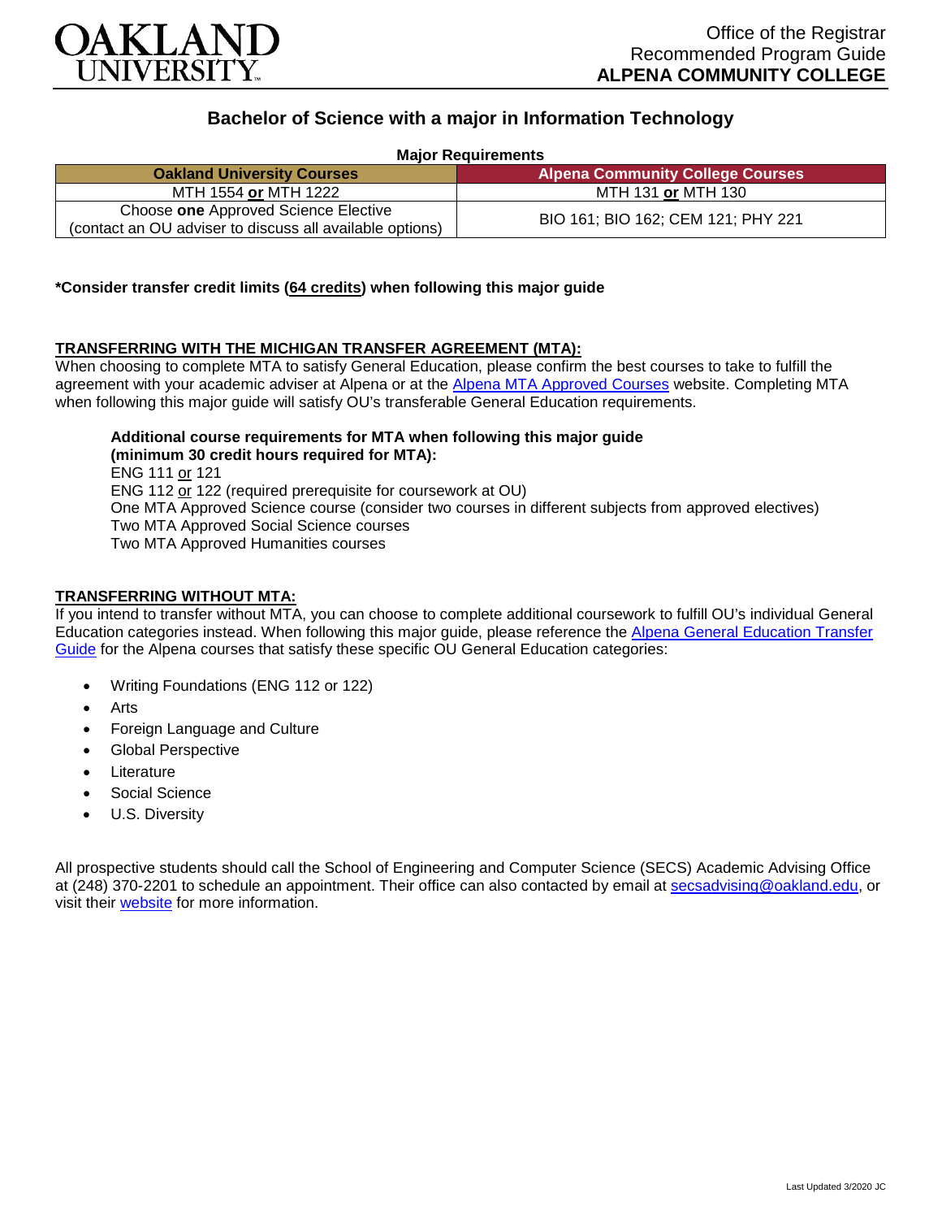Office of the Registrar
Recommended Program Guide
**ALPENA COMMUNITY COLLEGE**

# Bachelor of Science with a major in Information Technology

**Major Requirements**

| Oakland University Courses | Alpena Community College Courses |
|---|---|
| MTH 1554 **or** MTH 1222 | MTH 131 **or** MTH 130 |
| Choose **one** Approved Science Elective (contact an OU adviser to discuss all available options) | BIO 161; BIO 162; CEM 121; PHY 221 |

**\*Consider transfer credit limits (64 credits) when following this major guide**

**TRANSFERRING WITH THE MICHIGAN TRANSFER AGREEMENT (MTA):**

When choosing to complete MTA to satisfy General Education, please confirm the best courses to take to fulfill the agreement with your academic adviser at Alpena or at the Alpena MTA Approved Courses website. Completing MTA when following this major guide will satisfy OU's transferable General Education requirements.

**Additional course requirements for MTA when following this major guide (minimum 30 credit hours required for MTA):**

ENG 111 or 121
ENG 112 or 122 (required prerequisite for coursework at OU)
One MTA Approved Science course (consider two courses in different subjects from approved electives)
Two MTA Approved Social Science courses
Two MTA Approved Humanities courses

**TRANSFERRING WITHOUT MTA:**

If you intend to transfer without MTA, you can choose to complete additional coursework to fulfill OU's individual General Education categories instead. When following this major guide, please reference the Alpena General Education Transfer Guide for the Alpena courses that satisfy these specific OU General Education categories:

- Writing Foundations (ENG 112 or 122)
- Arts
- Foreign Language and Culture
- Global Perspective
- Literature
- Social Science
- U.S. Diversity

All prospective students should call the School of Engineering and Computer Science (SECS) Academic Advising Office at (248) 370-2201 to schedule an appointment. Their office can also contacted by email at secsadvising@oakland.edu, or visit their website for more information.

Last Updated 3/2020 JC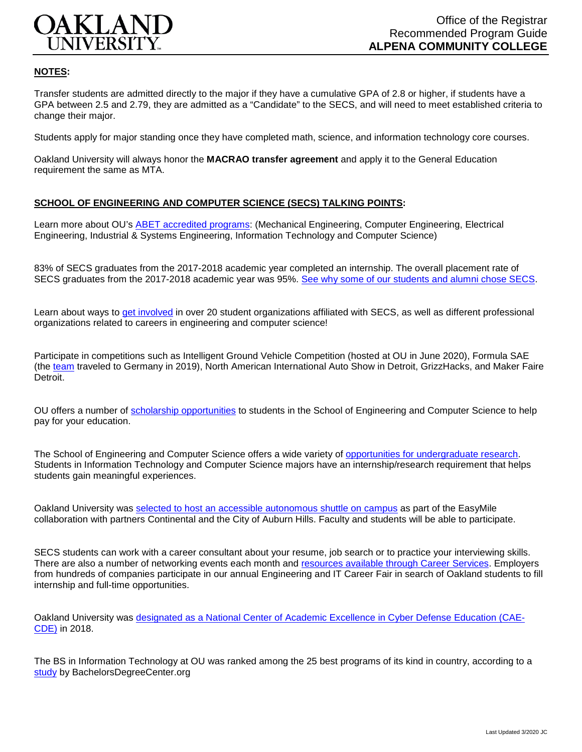**NOTES:**

Transfer students are admitted directly to the major if they have a cumulative GPA of 2.8 or higher, if students have a GPA between 2.5 and 2.79, they are admitted as a "Candidate" to the SECS, and will need to meet established criteria to change their major.

Students apply for major standing once they have completed math, science, and information technology core courses.

Oakland University will always honor the **MACRAO transfer agreement** and apply it to the General Education requirement the same as MTA.

**SCHOOL OF ENGINEERING AND COMPUTER SCIENCE (SECS) TALKING POINTS:**

Learn more about OU's ABET accredited programs: (Mechanical Engineering, Computer Engineering, Electrical Engineering, Industrial & Systems Engineering, Information Technology and Computer Science)

83% of SECS graduates from the 2017-2018 academic year completed an internship. The overall placement rate of SECS graduates from the 2017-2018 academic year was 95%. See why some of our students and alumni chose SECS.

Learn about ways to get involved in over 20 student organizations affiliated with SECS, as well as different professional organizations related to careers in engineering and computer science!

Participate in competitions such as Intelligent Ground Vehicle Competition (hosted at OU in June 2020), Formula SAE (the team traveled to Germany in 2019), North American International Auto Show in Detroit, GrizzHacks, and Maker Faire Detroit.

OU offers a number of scholarship opportunities to students in the School of Engineering and Computer Science to help pay for your education.

The School of Engineering and Computer Science offers a wide variety of opportunities for undergraduate research. Students in Information Technology and Computer Science majors have an internship/research requirement that helps students gain meaningful experiences.

Oakland University was selected to host an accessible autonomous shuttle on campus as part of the EasyMile collaboration with partners Continental and the City of Auburn Hills. Faculty and students will be able to participate.

SECS students can work with a career consultant about your resume, job search or to practice your interviewing skills. There are also a number of networking events each month and resources available through Career Services. Employers from hundreds of companies participate in our annual Engineering and IT Career Fair in search of Oakland students to fill internship and full-time opportunities.

Oakland University was designated as a National Center of Academic Excellence in Cyber Defense Education (CAE-CDE) in 2018.

The BS in Information Technology at OU was ranked among the 25 best programs of its kind in country, according to a study by BachelorsDegreeCenter.org